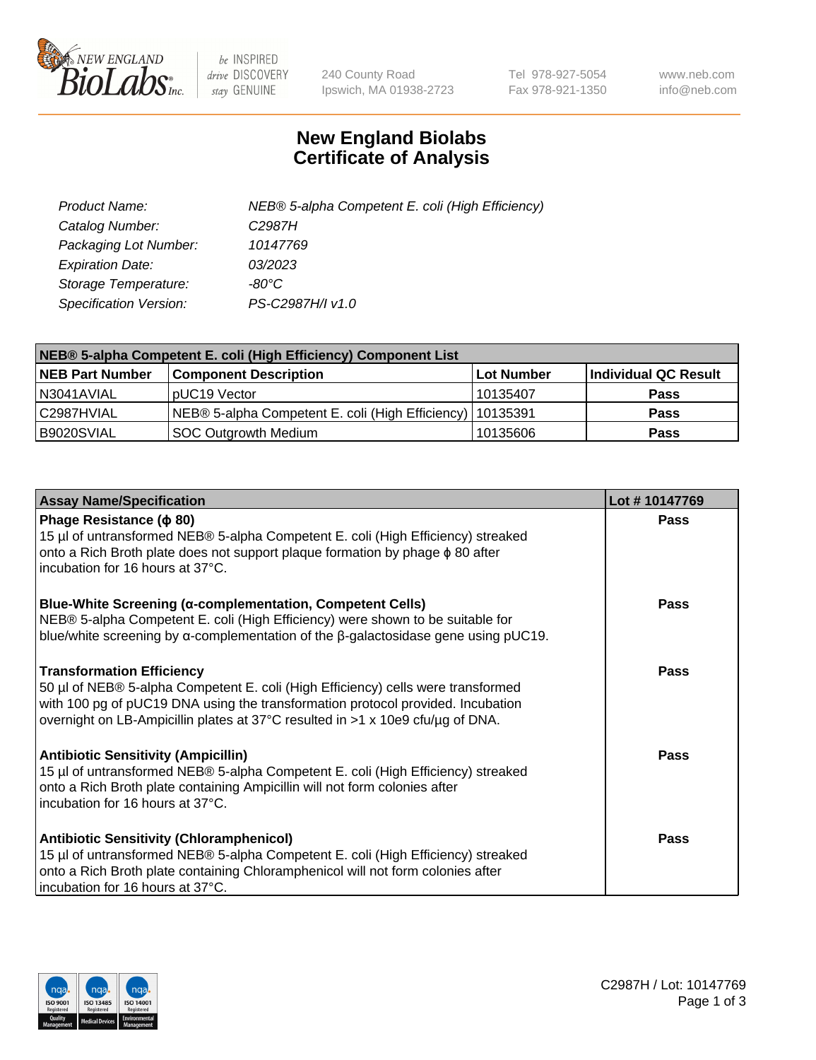# New England Biolabs Certificate of Analysis

| | |
|---|---|
| *Product Name:* | *NEB® 5-alpha Competent E. coli (High Efficiency)* |
| *Catalog Number:* | *C2987H* |
| *Packaging Lot Number:* | *10147769* |
| *Expiration Date:* | *03/2023* |
| *Storage Temperature:* | *-80°C* |
| *Specification Version:* | *PS-C2987H/I v1.0* |

| NEB® 5-alpha Competent E. coli (High Efficiency) Component List | | | |
|---|---|---|---|
| **NEB Part Number** | **Component Description** | **Lot Number** | **Individual QC Result** |
| N3041AVIAL | pUC19 Vector | 10135407 | **Pass** |
| C2987HVIAL | NEB® 5-alpha Competent E. coli (High Efficiency) | 10135391 | **Pass** |
| B9020SVIAL | SOC Outgrowth Medium | 10135606 | **Pass** |

| Assay Name/Specification | Lot # 10147769 |
|---|---|
| **Phage Resistance (ϕ 80)**<br>15 µl of untransformed NEB® 5-alpha Competent E. coli (High Efficiency) streaked onto a Rich Broth plate does not support plaque formation by phage ϕ 80 after incubation for 16 hours at 37°C. | **Pass** |
| **Blue-White Screening (α-complementation, Competent Cells)**<br>NEB® 5-alpha Competent E. coli (High Efficiency) were shown to be suitable for blue/white screening by α-complementation of the β-galactosidase gene using pUC19. | **Pass** |
| **Transformation Efficiency**<br>50 µl of NEB® 5-alpha Competent E. coli (High Efficiency) cells were transformed with 100 pg of pUC19 DNA using the transformation protocol provided. Incubation overnight on LB-Ampicillin plates at 37°C resulted in >1 x 10e9 cfu/µg of DNA. | **Pass** |
| **Antibiotic Sensitivity (Ampicillin)**<br>15 µl of untransformed NEB® 5-alpha Competent E. coli (High Efficiency) streaked onto a Rich Broth plate containing Ampicillin will not form colonies after incubation for 16 hours at 37°C. | **Pass** |
| **Antibiotic Sensitivity (Chloramphenicol)**<br>15 µl of untransformed NEB® 5-alpha Competent E. coli (High Efficiency) streaked onto a Rich Broth plate containing Chloramphenicol will not form colonies after incubation for 16 hours at 37°C. | **Pass** |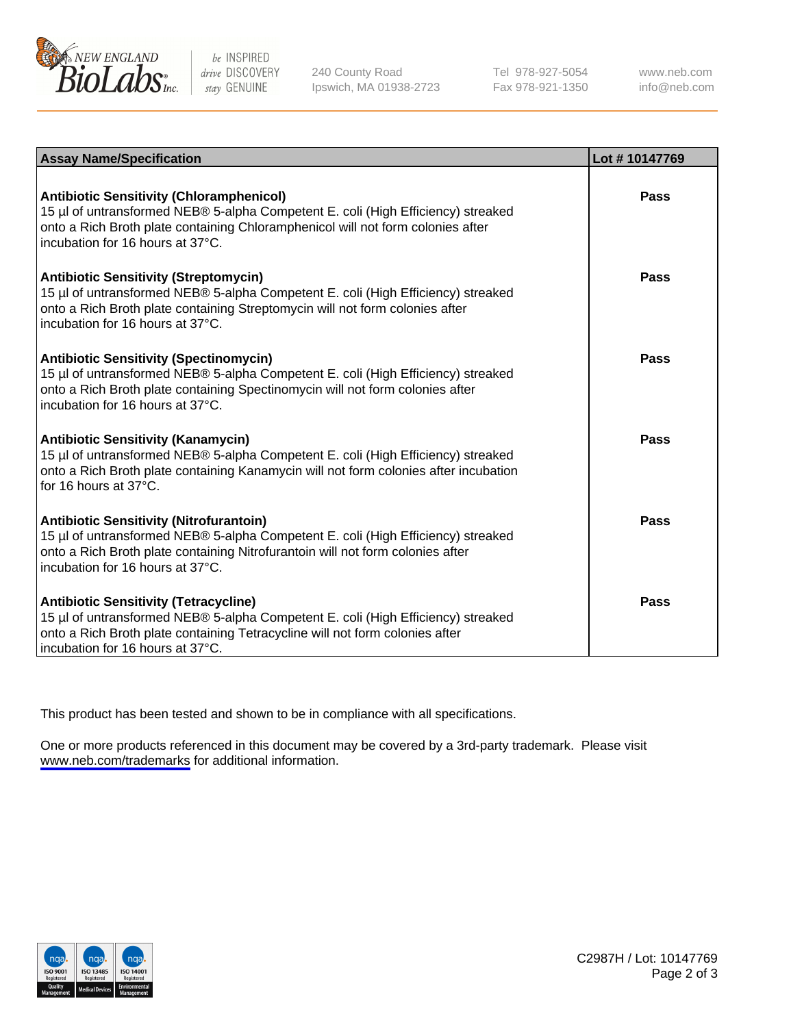| Assay Name/Specification | Lot # 10147769 |
|---|---|
| **Antibiotic Sensitivity (Chloramphenicol)**<br>15 µl of untransformed NEB® 5-alpha Competent E. coli (High Efficiency) streaked onto a Rich Broth plate containing Chloramphenicol will not form colonies after incubation for 16 hours at 37°C. | **Pass** |
| **Antibiotic Sensitivity (Streptomycin)**<br>15 µl of untransformed NEB® 5-alpha Competent E. coli (High Efficiency) streaked onto a Rich Broth plate containing Streptomycin will not form colonies after incubation for 16 hours at 37°C. | **Pass** |
| **Antibiotic Sensitivity (Spectinomycin)**<br>15 µl of untransformed NEB® 5-alpha Competent E. coli (High Efficiency) streaked onto a Rich Broth plate containing Spectinomycin will not form colonies after incubation for 16 hours at 37°C. | **Pass** |
| **Antibiotic Sensitivity (Kanamycin)**<br>15 µl of untransformed NEB® 5-alpha Competent E. coli (High Efficiency) streaked onto a Rich Broth plate containing Kanamycin will not form colonies after incubation for 16 hours at 37°C. | **Pass** |
| **Antibiotic Sensitivity (Nitrofurantoin)**<br>15 µl of untransformed NEB® 5-alpha Competent E. coli (High Efficiency) streaked onto a Rich Broth plate containing Nitrofurantoin will not form colonies after incubation for 16 hours at 37°C. | **Pass** |
| **Antibiotic Sensitivity (Tetracycline)**<br>15 µl of untransformed NEB® 5-alpha Competent E. coli (High Efficiency) streaked onto a Rich Broth plate containing Tetracycline will not form colonies after incubation for 16 hours at 37°C. | **Pass** |

This product has been tested and shown to be in compliance with all specifications.

One or more products referenced in this document may be covered by a 3rd-party trademark. Please visit www.neb.com/trademarks for additional information.

C2987H / Lot: 10147769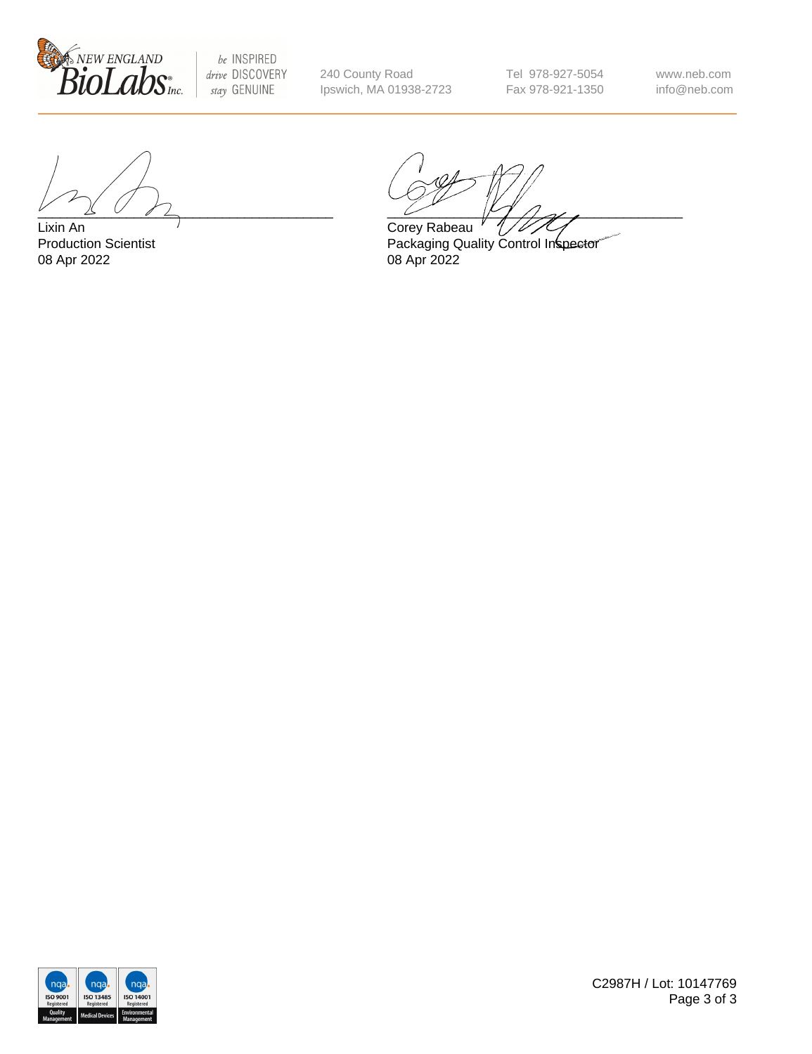Lixin An
Production Scientist
08 Apr 2022

Corey Rabeau
Packaging Quality Control Inspector
08 Apr 2022

C2987H / Lot: 10147769